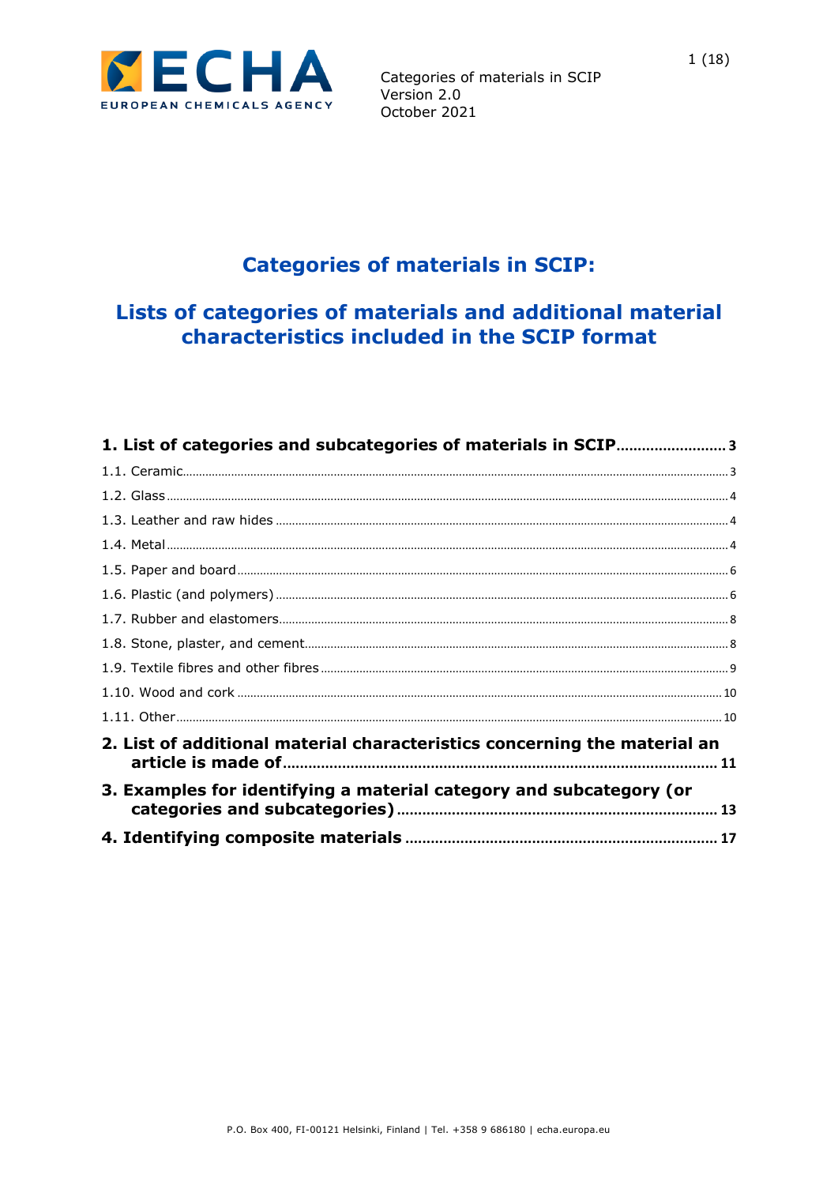Categories of materials in SCIP
Version 2.0
October 2021

# Categories of materials in SCIP:

# Lists of categories of materials and additional material characteristics included in the SCIP format

**1. List of categories and subcategories of materials in SCIP** ........................ 3

1.1. Ceramic ........................ 3

1.2. Glass ........................ 4

1.3. Leather and raw hides ........................ 4

1.4. Metal ........................ 4

1.5. Paper and board ........................ 6

1.6. Plastic (and polymers) ........................ 6

1.7. Rubber and elastomers ........................ 8

1.8. Stone, plaster, and cement ........................ 8

1.9. Textile fibres and other fibres ........................ 9

1.10. Wood and cork ........................ 10

1.11. Other ........................ 10

**2. List of additional material characteristics concerning the material an article is made of** ........................ 11

**3. Examples for identifying a material category and subcategory (or categories and subcategories)** ........................ 13

**4. Identifying composite materials** ........................ 17

P.O. Box 400, FI-00121 Helsinki, Finland | Tel. +358 9 686180 | echa.europa.eu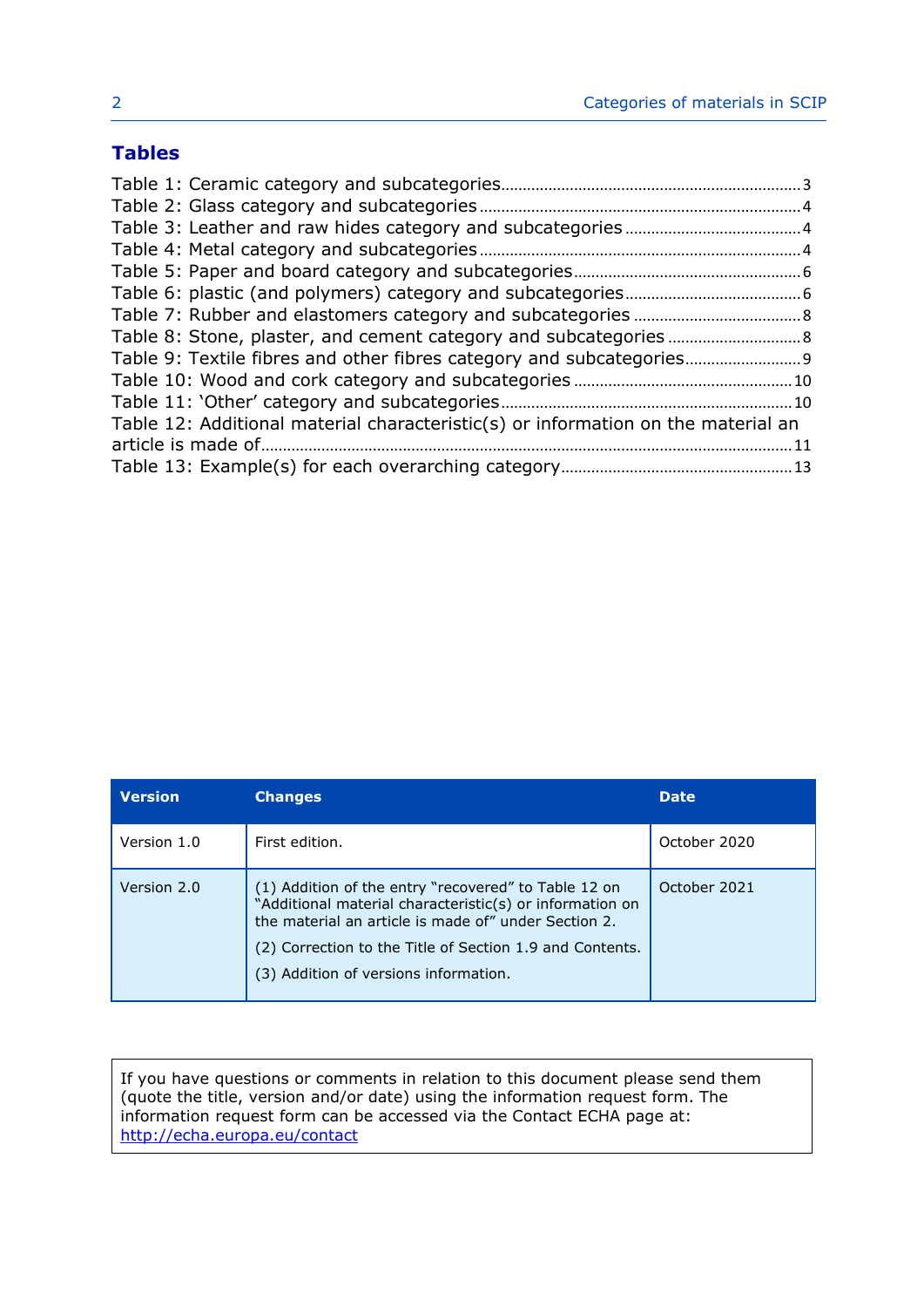## Tables

Table 1: Ceramic category and subcategories ..... 3
Table 2: Glass category and subcategories ..... 4
Table 3: Leather and raw hides category and subcategories ..... 4
Table 4: Metal category and subcategories ..... 4
Table 5: Paper and board category and subcategories ..... 6
Table 6: plastic (and polymers) category and subcategories ..... 6
Table 7: Rubber and elastomers category and subcategories ..... 8
Table 8: Stone, plaster, and cement category and subcategories ..... 8
Table 9: Textile fibres and other fibres category and subcategories ..... 9
Table 10: Wood and cork category and subcategories ..... 10
Table 11: 'Other' category and subcategories ..... 10
Table 12: Additional material characteristic(s) or information on the material an article is made of ..... 11
Table 13: Example(s) for each overarching category ..... 13

| Version | Changes | Date |
|---|---|---|
| Version 1.0 | First edition. | October 2020 |
| Version 2.0 | (1) Addition of the entry "recovered" to Table 12 on "Additional material characteristic(s) or information on the material an article is made of" under Section 2.<br>(2) Correction to the Title of Section 1.9 and Contents.<br>(3) Addition of versions information. | October 2021 |

If you have questions or comments in relation to this document please send them (quote the title, version and/or date) using the information request form. The information request form can be accessed via the Contact ECHA page at: http://echa.europa.eu/contact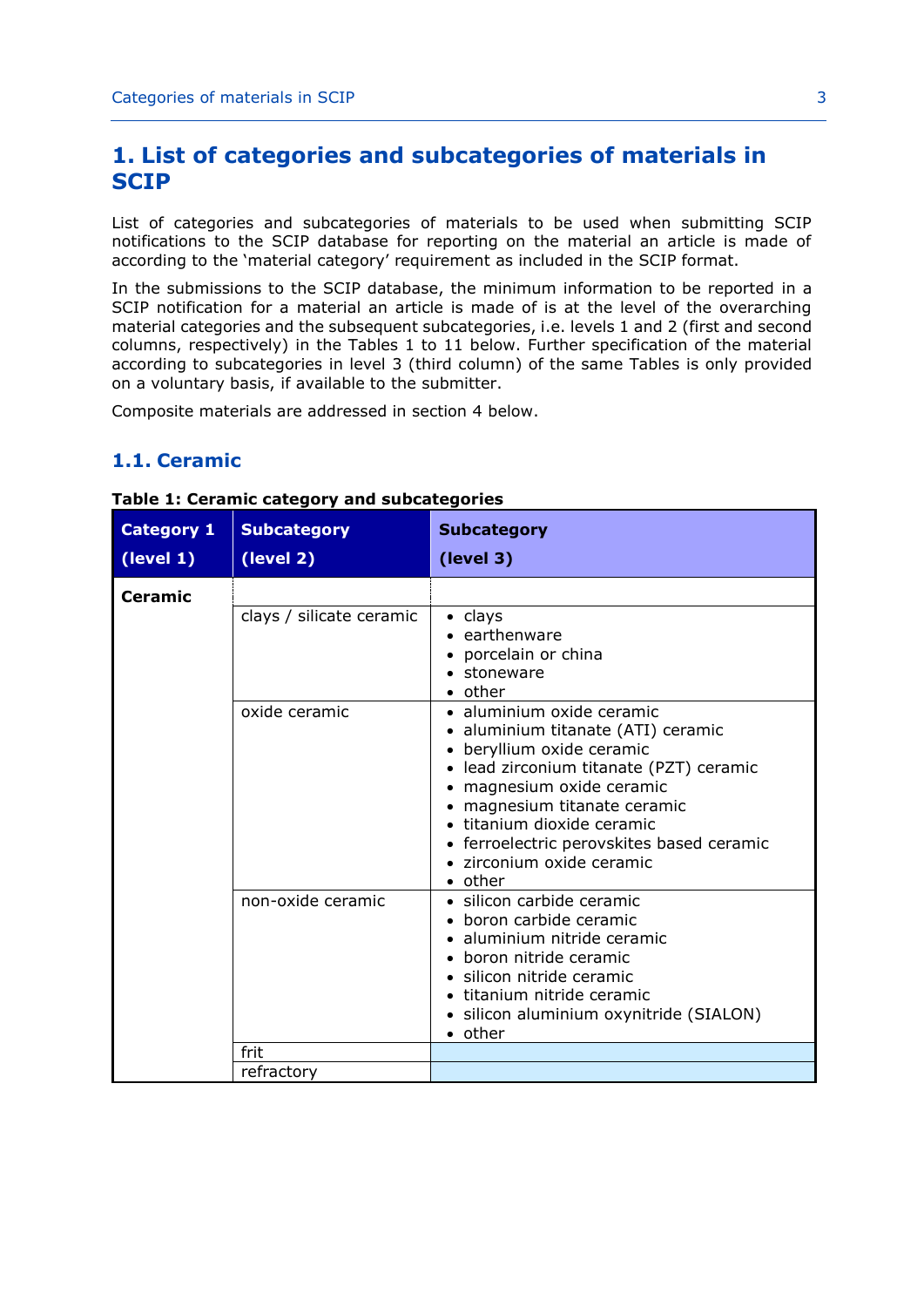# 1. List of categories and subcategories of materials in SCIP

List of categories and subcategories of materials to be used when submitting SCIP notifications to the SCIP database for reporting on the material an article is made of according to the 'material category' requirement as included in the SCIP format.

In the submissions to the SCIP database, the minimum information to be reported in a SCIP notification for a material an article is made of is at the level of the overarching material categories and the subsequent subcategories, i.e. levels 1 and 2 (first and second columns, respectively) in the Tables 1 to 11 below. Further specification of the material according to subcategories in level 3 (third column) of the same Tables is only provided on a voluntary basis, if available to the submitter.

Composite materials are addressed in section 4 below.

## 1.1. Ceramic

**Table 1: Ceramic category and subcategories**

| Category 1 (level 1) | Subcategory (level 2) | Subcategory (level 3) |
|---|---|---|
| **Ceramic** | | |
| | clays / silicate ceramic | • clays<br>• earthenware<br>• porcelain or china<br>• stoneware<br>• other |
| | oxide ceramic | • aluminium oxide ceramic<br>• aluminium titanate (ATI) ceramic<br>• beryllium oxide ceramic<br>• lead zirconium titanate (PZT) ceramic<br>• magnesium oxide ceramic<br>• magnesium titanate ceramic<br>• titanium dioxide ceramic<br>• ferroelectric perovskites based ceramic<br>• zirconium oxide ceramic<br>• other |
| | non-oxide ceramic | • silicon carbide ceramic<br>• boron carbide ceramic<br>• aluminium nitride ceramic<br>• boron nitride ceramic<br>• silicon nitride ceramic<br>• titanium nitride ceramic<br>• silicon aluminium oxynitride (SIALON)<br>• other |
| | frit | |
| | refractory | |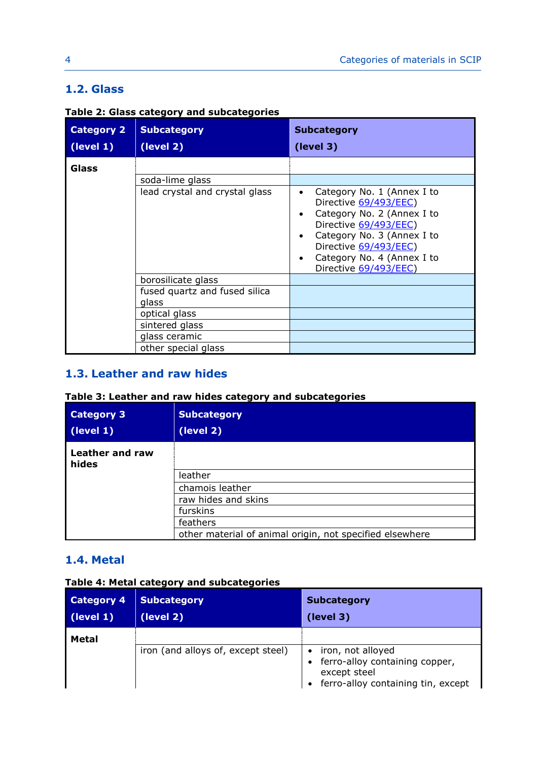## 1.2. Glass

**Table 2: Glass category and subcategories**

| Category 2 (level 1) | Subcategory (level 2) | Subcategory (level 3) |
|---|---|---|
| **Glass** | | |
| | soda-lime glass | |
| | lead crystal and crystal glass | • Category No. 1 (Annex I to Directive 69/493/EEC)<br>• Category No. 2 (Annex I to Directive 69/493/EEC)<br>• Category No. 3 (Annex I to Directive 69/493/EEC)<br>• Category No. 4 (Annex I to Directive 69/493/EEC) |
| | borosilicate glass | |
| | fused quartz and fused silica glass | |
| | optical glass | |
| | sintered glass | |
| | glass ceramic | |
| | other special glass | |

## 1.3. Leather and raw hides

**Table 3: Leather and raw hides category and subcategories**

| Category 3 (level 1) | Subcategory (level 2) |
|---|---|
| **Leather and raw hides** | |
| | leather |
| | chamois leather |
| | raw hides and skins |
| | furskins |
| | feathers |
| | other material of animal origin, not specified elsewhere |

## 1.4. Metal

**Table 4: Metal category and subcategories**

| Category 4 (level 1) | Subcategory (level 2) | Subcategory (level 3) |
|---|---|---|
| **Metal** | | |
| | iron (and alloys of, except steel) | • iron, not alloyed<br>• ferro-alloy containing copper, except steel<br>• ferro-alloy containing tin, except |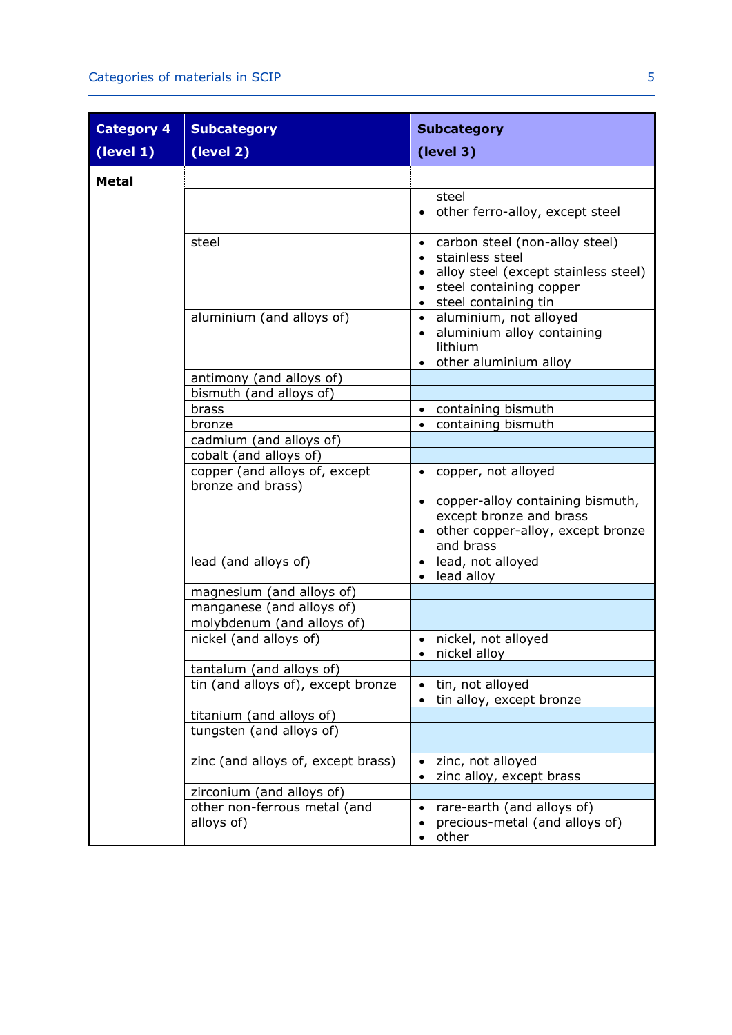| Category 4 (level 1) | Subcategory (level 2) | Subcategory (level 3) |
|---|---|---|
| **Metal** | | |
| | | steel<br>• other ferro-alloy, except steel |
| | steel | • carbon steel (non-alloy steel)<br>• stainless steel<br>• alloy steel (except stainless steel)<br>• steel containing copper<br>• steel containing tin |
| | aluminium (and alloys of) | • aluminium, not alloyed<br>• aluminium alloy containing lithium<br>• other aluminium alloy |
| | antimony (and alloys of) | |
| | bismuth (and alloys of) | |
| | brass | • containing bismuth |
| | bronze | • containing bismuth |
| | cadmium (and alloys of) | |
| | cobalt (and alloys of) | |
| | copper (and alloys of, except bronze and brass) | • copper, not alloyed<br>• copper-alloy containing bismuth, except bronze and brass<br>• other copper-alloy, except bronze and brass |
| | lead (and alloys of) | • lead, not alloyed<br>• lead alloy |
| | magnesium (and alloys of) | |
| | manganese (and alloys of) | |
| | molybdenum (and alloys of) | |
| | nickel (and alloys of) | • nickel, not alloyed<br>• nickel alloy |
| | tantalum (and alloys of) | |
| | tin (and alloys of), except bronze | • tin, not alloyed<br>• tin alloy, except bronze |
| | titanium (and alloys of) | |
| | tungsten (and alloys of) | |
| | zinc (and alloys of, except brass) | • zinc, not alloyed<br>• zinc alloy, except brass |
| | zirconium (and alloys of) | |
| | other non-ferrous metal (and alloys of) | • rare-earth (and alloys of)<br>• precious-metal (and alloys of)<br>• other |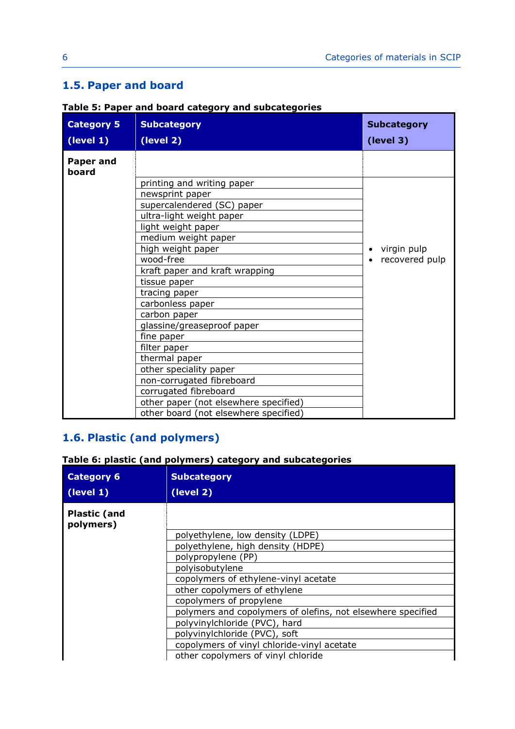## 1.5. Paper and board

**Table 5: Paper and board category and subcategories**

| Category 5 (level 1) | Subcategory (level 2) | Subcategory (level 3) |
|---|---|---|
| **Paper and board** | | |
| | printing and writing paper | • virgin pulp<br>• recovered pulp |
| | newsprint paper | |
| | supercalendered (SC) paper | |
| | ultra-light weight paper | |
| | light weight paper | |
| | medium weight paper | |
| | high weight paper | |
| | wood-free | |
| | kraft paper and kraft wrapping | |
| | tissue paper | |
| | tracing paper | |
| | carbonless paper | |
| | carbon paper | |
| | glassine/greaseproof paper | |
| | fine paper | |
| | filter paper | |
| | thermal paper | |
| | other speciality paper | |
| | non-corrugated fibreboard | |
| | corrugated fibreboard | |
| | other paper (not elsewhere specified) | |
| | other board (not elsewhere specified) | |

## 1.6. Plastic (and polymers)

**Table 6: plastic (and polymers) category and subcategories**

| Category 6 (level 1) | Subcategory (level 2) |
|---|---|
| **Plastic (and polymers)** | |
| | polyethylene, low density (LDPE) |
| | polyethylene, high density (HDPE) |
| | polypropylene (PP) |
| | polyisobutylene |
| | copolymers of ethylene-vinyl acetate |
| | other copolymers of ethylene |
| | copolymers of propylene |
| | polymers and copolymers of olefins, not elsewhere specified |
| | polyvinylchloride (PVC), hard |
| | polyvinylchloride (PVC), soft |
| | copolymers of vinyl chloride-vinyl acetate |
| | other copolymers of vinyl chloride |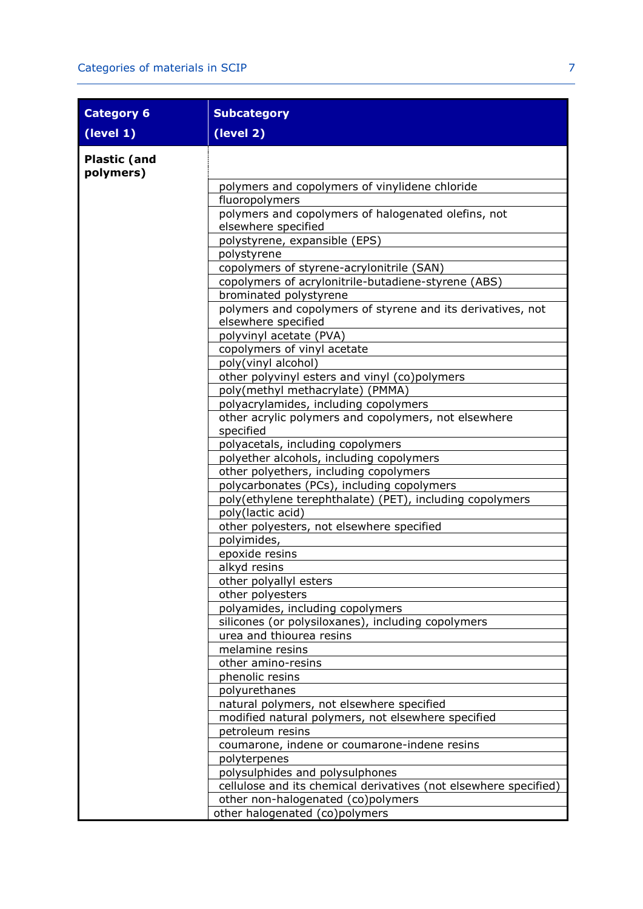| Category 6 (level 1) | Subcategory (level 2) |
|---|---|
| **Plastic (and polymers)** | |
| | polymers and copolymers of vinylidene chloride |
| | fluoropolymers |
| | polymers and copolymers of halogenated olefins, not elsewhere specified |
| | polystyrene, expansible (EPS) |
| | polystyrene |
| | copolymers of styrene-acrylonitrile (SAN) |
| | copolymers of acrylonitrile-butadiene-styrene (ABS) |
| | brominated polystyrene |
| | polymers and copolymers of styrene and its derivatives, not elsewhere specified |
| | polyvinyl acetate (PVA) |
| | copolymers of vinyl acetate |
| | poly(vinyl alcohol) |
| | other polyvinyl esters and vinyl (co)polymers |
| | poly(methyl methacrylate) (PMMA) |
| | polyacrylamides, including copolymers |
| | other acrylic polymers and copolymers, not elsewhere specified |
| | polyacetals, including copolymers |
| | polyether alcohols, including copolymers |
| | other polyethers, including copolymers |
| | polycarbonates (PCs), including copolymers |
| | poly(ethylene terephthalate) (PET), including copolymers |
| | poly(lactic acid) |
| | other polyesters, not elsewhere specified |
| | polyimides, |
| | epoxide resins |
| | alkyd resins |
| | other polyallyl esters |
| | other polyesters |
| | polyamides, including copolymers |
| | silicones (or polysiloxanes), including copolymers |
| | urea and thiourea resins |
| | melamine resins |
| | other amino-resins |
| | phenolic resins |
| | polyurethanes |
| | natural polymers, not elsewhere specified |
| | modified natural polymers, not elsewhere specified |
| | petroleum resins |
| | coumarone, indene or coumarone-indene resins |
| | polyterpenes |
| | polysulphides and polysulphones |
| | cellulose and its chemical derivatives (not elsewhere specified) |
| | other non-halogenated (co)polymers |
| | other halogenated (co)polymers |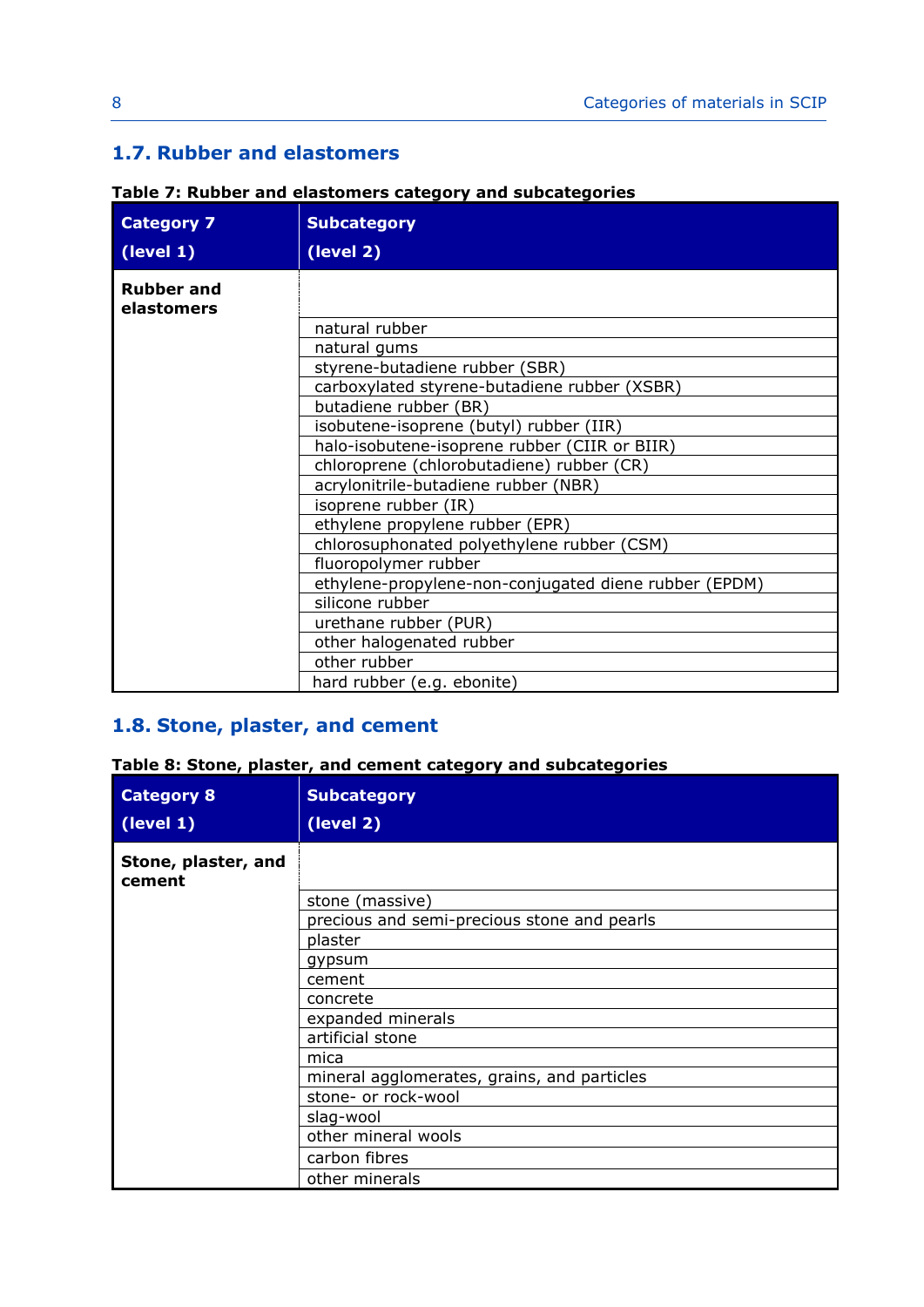## 1.7. Rubber and elastomers

**Table 7: Rubber and elastomers category and subcategories**

| Category 7 (level 1) | Subcategory (level 2) |
|---|---|
| **Rubber and elastomers** | |
| | natural rubber |
| | natural gums |
| | styrene-butadiene rubber (SBR) |
| | carboxylated styrene-butadiene rubber (XSBR) |
| | butadiene rubber (BR) |
| | isobutene-isoprene (butyl) rubber (IIR) |
| | halo-isobutene-isoprene rubber (CIIR or BIIR) |
| | chloroprene (chlorobutadiene) rubber (CR) |
| | acrylonitrile-butadiene rubber (NBR) |
| | isoprene rubber (IR) |
| | ethylene propylene rubber (EPR) |
| | chlorosuphonated polyethylene rubber (CSM) |
| | fluoropolymer rubber |
| | ethylene-propylene-non-conjugated diene rubber (EPDM) |
| | silicone rubber |
| | urethane rubber (PUR) |
| | other halogenated rubber |
| | other rubber |
| | hard rubber (e.g. ebonite) |

## 1.8. Stone, plaster, and cement

**Table 8: Stone, plaster, and cement category and subcategories**

| Category 8 (level 1) | Subcategory (level 2) |
|---|---|
| **Stone, plaster, and cement** | |
| | stone (massive) |
| | precious and semi-precious stone and pearls |
| | plaster |
| | gypsum |
| | cement |
| | concrete |
| | expanded minerals |
| | artificial stone |
| | mica |
| | mineral agglomerates, grains, and particles |
| | stone- or rock-wool |
| | slag-wool |
| | other mineral wools |
| | carbon fibres |
| | other minerals |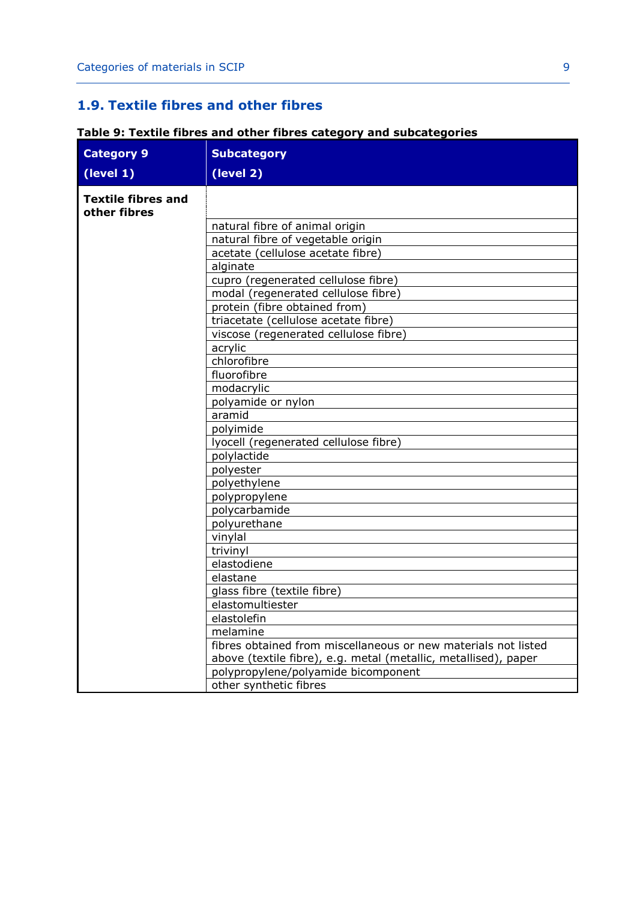## 1.9. Textile fibres and other fibres

**Table 9: Textile fibres and other fibres category and subcategories**

| Category 9 (level 1) | Subcategory (level 2) |
|---|---|
| **Textile fibres and other fibres** | |
| | natural fibre of animal origin |
| | natural fibre of vegetable origin |
| | acetate (cellulose acetate fibre) |
| | alginate |
| | cupro (regenerated cellulose fibre) |
| | modal (regenerated cellulose fibre) |
| | protein (fibre obtained from) |
| | triacetate (cellulose acetate fibre) |
| | viscose (regenerated cellulose fibre) |
| | acrylic |
| | chlorofibre |
| | fluorofibre |
| | modacrylic |
| | polyamide or nylon |
| | aramid |
| | polyimide |
| | lyocell (regenerated cellulose fibre) |
| | polylactide |
| | polyester |
| | polyethylene |
| | polypropylene |
| | polycarbamide |
| | polyurethane |
| | vinylal |
| | trivinyl |
| | elastodiene |
| | elastane |
| | glass fibre (textile fibre) |
| | elastomultiester |
| | elastolefin |
| | melamine |
| | fibres obtained from miscellaneous or new materials not listed above (textile fibre), e.g. metal (metallic, metallised), paper |
| | polypropylene/polyamide bicomponent |
| | other synthetic fibres |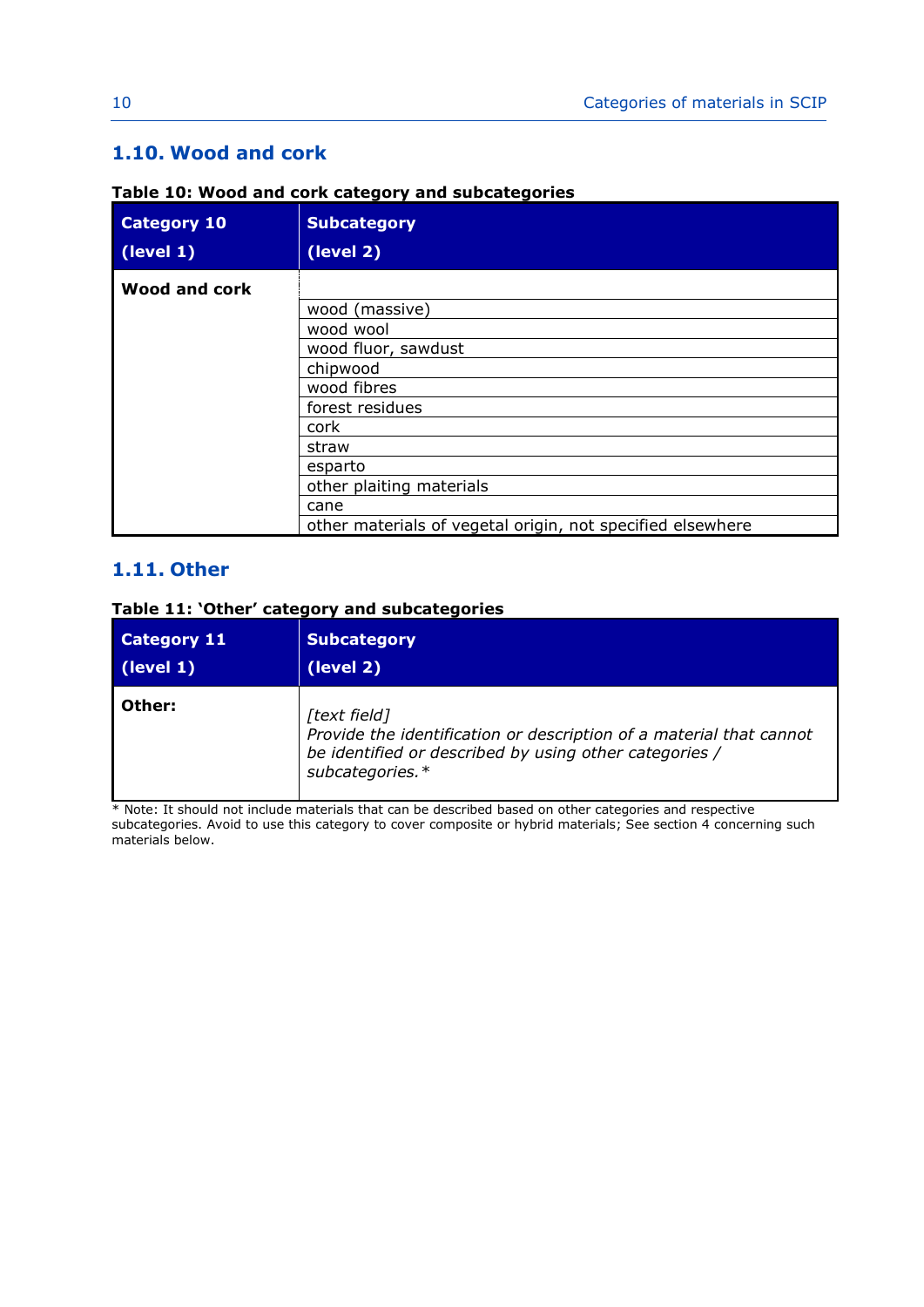## 1.10. Wood and cork

**Table 10: Wood and cork category and subcategories**

| Category 10 (level 1) | Subcategory (level 2) |
|---|---|
| **Wood and cork** | |
| | wood (massive) |
| | wood wool |
| | wood fluor, sawdust |
| | chipwood |
| | wood fibres |
| | forest residues |
| | cork |
| | straw |
| | esparto |
| | other plaiting materials |
| | cane |
| | other materials of vegetal origin, not specified elsewhere |

## 1.11. Other

**Table 11: 'Other' category and subcategories**

| Category 11 (level 1) | Subcategory (level 2) |
|---|---|
| **Other:** | *[text field]* *Provide the identification or description of a material that cannot be identified or described by using other categories / subcategories.** |

* Note: It should not include materials that can be described based on other categories and respective subcategories. Avoid to use this category to cover composite or hybrid materials; See section 4 concerning such materials below.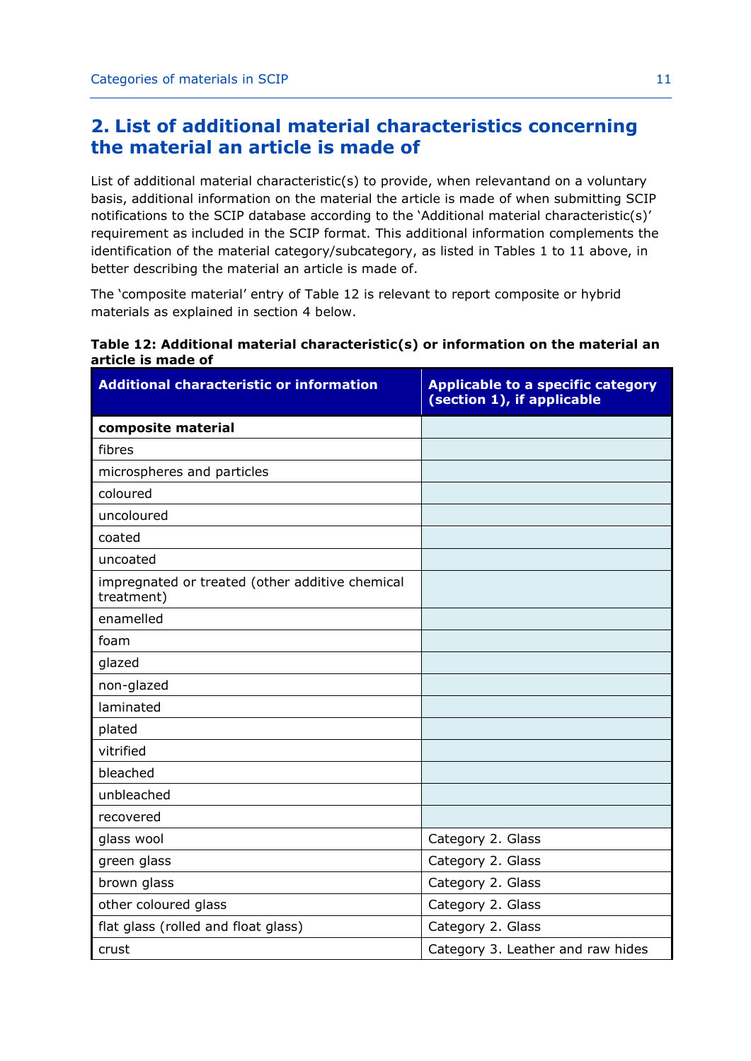## 2. List of additional material characteristics concerning the material an article is made of

List of additional material characteristic(s) to provide, when relevantand on a voluntary basis, additional information on the material the article is made of when submitting SCIP notifications to the SCIP database according to the 'Additional material characteristic(s)' requirement as included in the SCIP format. This additional information complements the identification of the material category/subcategory, as listed in Tables 1 to 11 above, in better describing the material an article is made of.

The 'composite material' entry of Table 12 is relevant to report composite or hybrid materials as explained in section 4 below.

**Table 12: Additional material characteristic(s) or information on the material an article is made of**

| Additional characteristic or information | Applicable to a specific category (section 1), if applicable |
|---|---|
| **composite material** | |
| fibres | |
| microspheres and particles | |
| coloured | |
| uncoloured | |
| coated | |
| uncoated | |
| impregnated or treated (other additive chemical treatment) | |
| enamelled | |
| foam | |
| glazed | |
| non-glazed | |
| laminated | |
| plated | |
| vitrified | |
| bleached | |
| unbleached | |
| recovered | |
| glass wool | Category 2. Glass |
| green glass | Category 2. Glass |
| brown glass | Category 2. Glass |
| other coloured glass | Category 2. Glass |
| flat glass (rolled and float glass) | Category 2. Glass |
| crust | Category 3. Leather and raw hides |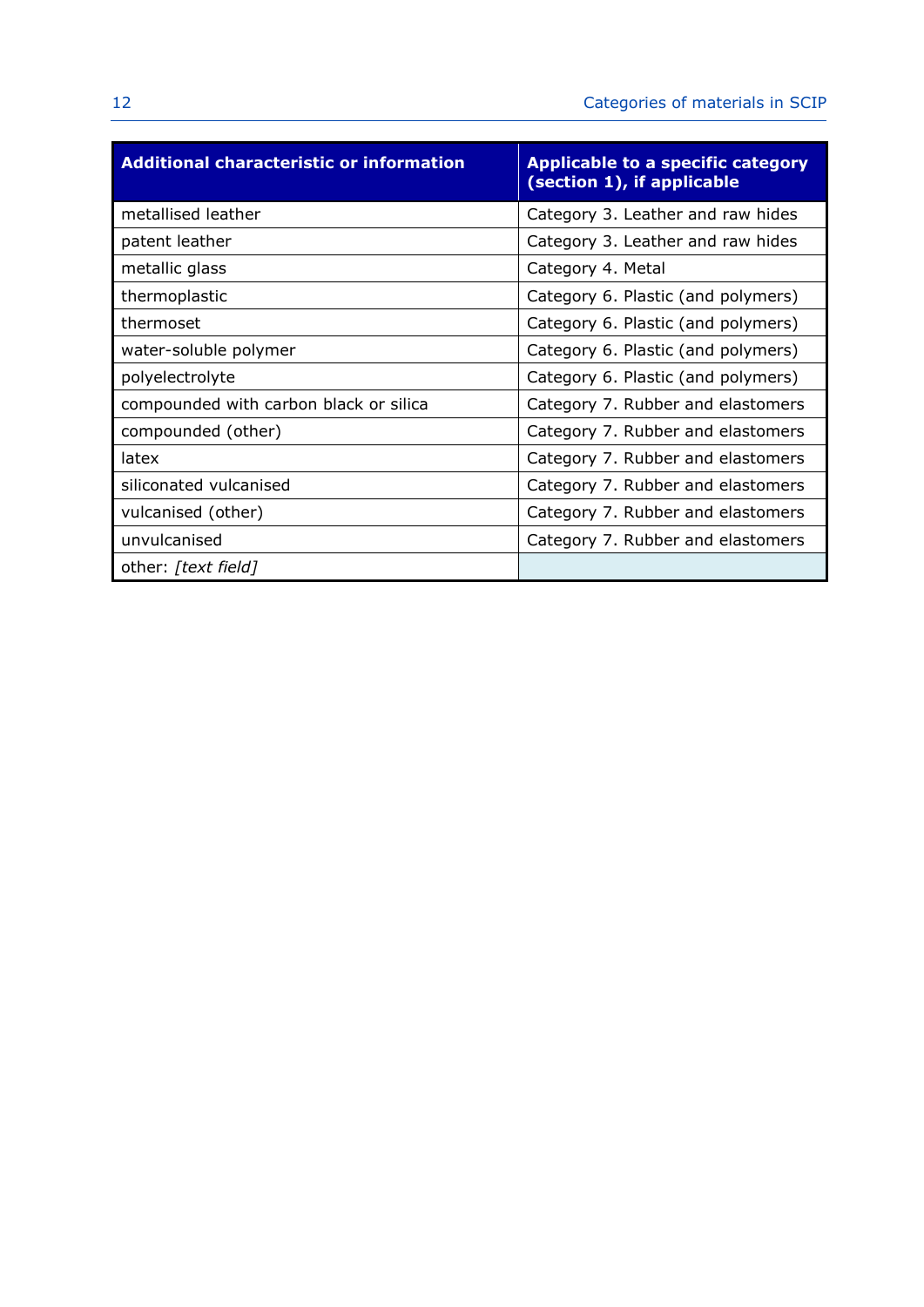| Additional characteristic or information | Applicable to a specific category (section 1), if applicable |
|---|---|
| metallised leather | Category 3. Leather and raw hides |
| patent leather | Category 3. Leather and raw hides |
| metallic glass | Category 4. Metal |
| thermoplastic | Category 6. Plastic (and polymers) |
| thermoset | Category 6. Plastic (and polymers) |
| water-soluble polymer | Category 6. Plastic (and polymers) |
| polyelectrolyte | Category 6. Plastic (and polymers) |
| compounded with carbon black or silica | Category 7. Rubber and elastomers |
| compounded (other) | Category 7. Rubber and elastomers |
| latex | Category 7. Rubber and elastomers |
| siliconated vulcanised | Category 7. Rubber and elastomers |
| vulcanised (other) | Category 7. Rubber and elastomers |
| unvulcanised | Category 7. Rubber and elastomers |
| other: *[text field]* | |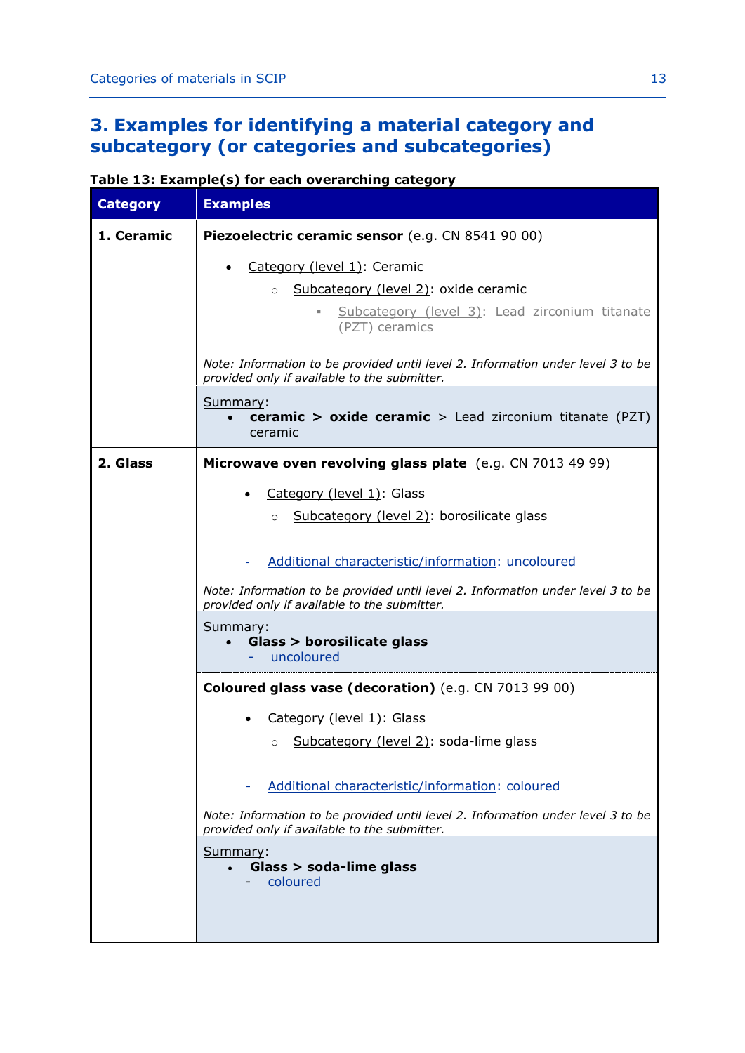## 3. Examples for identifying a material category and subcategory (or categories and subcategories)

**Table 13: Example(s) for each overarching category**

| Category | Examples |
|---|---|
| **1. Ceramic** | **Piezoelectric ceramic sensor** (e.g. CN 8541 90 00)<br><br>• Category (level 1): Ceramic<br>  ○ Subcategory (level 2): oxide ceramic<br>    ▪ Subcategory (level 3): Lead zirconium titanate (PZT) ceramics<br><br>*Note: Information to be provided until level 2. Information under level 3 to be provided only if available to the submitter.*<br><br>Summary:<br>• **ceramic > oxide ceramic** > Lead zirconium titanate (PZT) ceramic |
| **2. Glass** | **Microwave oven revolving glass plate** (e.g. CN 7013 49 99)<br><br>• Category (level 1): Glass<br>  ○ Subcategory (level 2): borosilicate glass<br><br>- Additional characteristic/information: uncoloured<br><br>*Note: Information to be provided until level 2. Information under level 3 to be provided only if available to the submitter.*<br><br>Summary:<br>• **Glass > borosilicate glass**<br>  - uncoloured |
| | **Coloured glass vase (decoration)** (e.g. CN 7013 99 00)<br><br>• Category (level 1): Glass<br>  ○ Subcategory (level 2): soda-lime glass<br><br>- Additional characteristic/information: coloured<br><br>*Note: Information to be provided until level 2. Information under level 3 to be provided only if available to the submitter.*<br><br>Summary:<br>• **Glass > soda-lime glass**<br>  - coloured |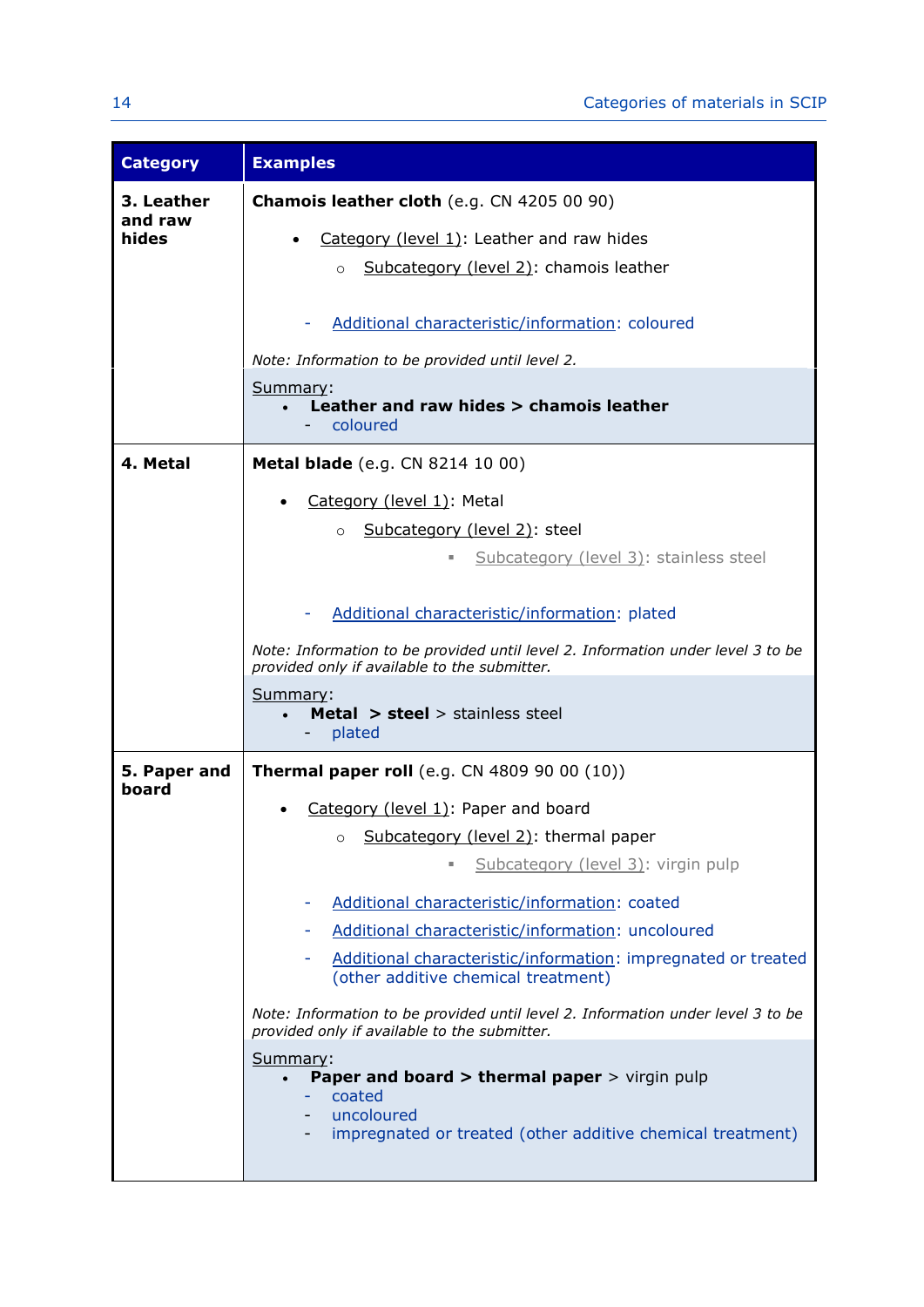| Category | Examples |
|---|---|
| **3. Leather and raw hides** | **Chamois leather cloth** (e.g. CN 4205 00 90)<br><br>• Category (level 1): Leather and raw hides<br>&nbsp;&nbsp;&nbsp;&nbsp;○ Subcategory (level 2): chamois leather<br><br>- Additional characteristic/information: coloured<br><br>*Note: Information to be provided until level 2.*<br><br>Summary:<br>• **Leather and raw hides > chamois leather**<br>&nbsp;&nbsp;&nbsp;&nbsp;- coloured |
| **4. Metal** | **Metal blade** (e.g. CN 8214 10 00)<br><br>• Category (level 1): Metal<br>&nbsp;&nbsp;&nbsp;&nbsp;○ Subcategory (level 2): steel<br>&nbsp;&nbsp;&nbsp;&nbsp;&nbsp;&nbsp;&nbsp;&nbsp;▪ Subcategory (level 3): stainless steel<br><br>- Additional characteristic/information: plated<br><br>*Note: Information to be provided until level 2. Information under level 3 to be provided only if available to the submitter.*<br><br>Summary:<br>• **Metal > steel** > stainless steel<br>&nbsp;&nbsp;&nbsp;&nbsp;- plated |
| **5. Paper and board** | **Thermal paper roll** (e.g. CN 4809 90 00 (10))<br><br>• Category (level 1): Paper and board<br>&nbsp;&nbsp;&nbsp;&nbsp;○ Subcategory (level 2): thermal paper<br>&nbsp;&nbsp;&nbsp;&nbsp;&nbsp;&nbsp;&nbsp;&nbsp;▪ Subcategory (level 3): virgin pulp<br><br>- Additional characteristic/information: coated<br>- Additional characteristic/information: uncoloured<br>- Additional characteristic/information: impregnated or treated (other additive chemical treatment)<br><br>*Note: Information to be provided until level 2. Information under level 3 to be provided only if available to the submitter.*<br><br>Summary:<br>• **Paper and board > thermal paper** > virgin pulp<br>&nbsp;&nbsp;&nbsp;&nbsp;- coated<br>&nbsp;&nbsp;&nbsp;&nbsp;- uncoloured<br>&nbsp;&nbsp;&nbsp;&nbsp;- impregnated or treated (other additive chemical treatment) |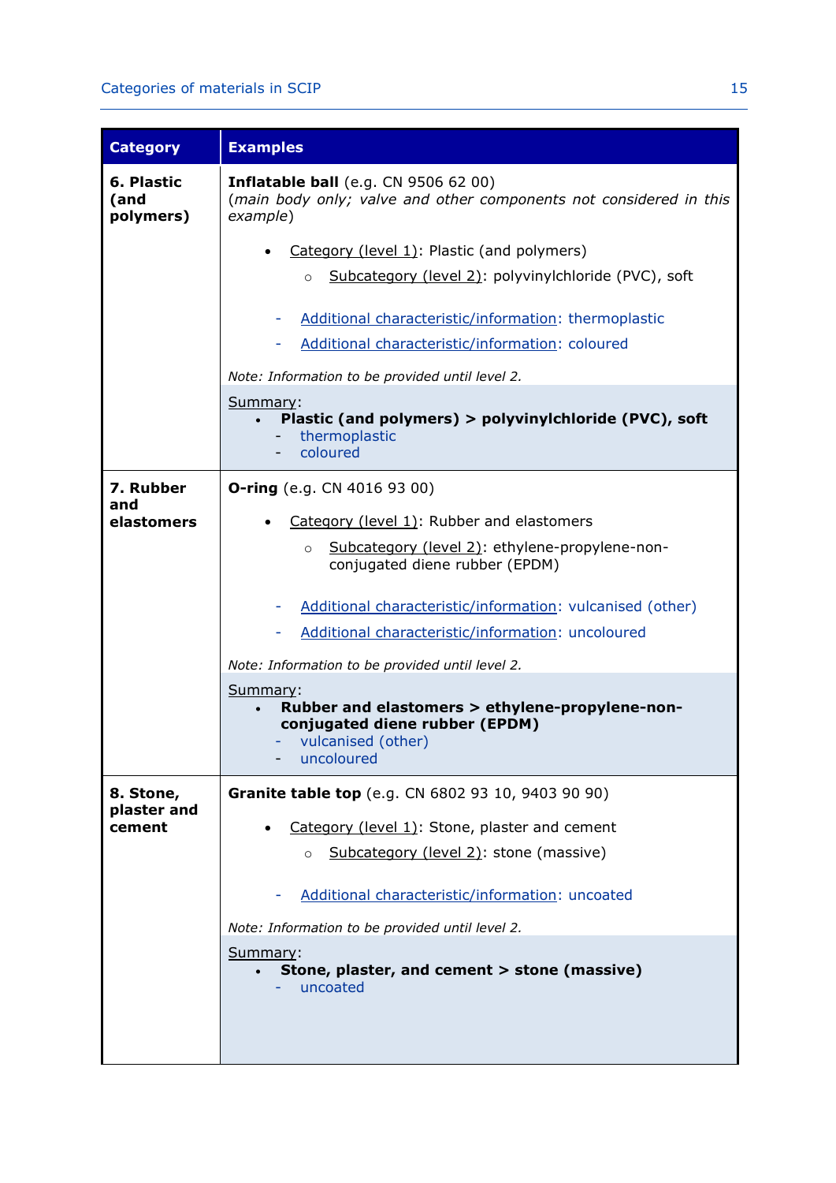| Category | Examples |
| --- | --- |
| **6. Plastic (and polymers)** | **Inflatable ball** (e.g. CN 9506 62 00)<br>(*main body only; valve and other components not considered in this example*)<br><br>• Category (level 1): Plastic (and polymers)<br>  ○ Subcategory (level 2): polyvinylchloride (PVC), soft<br><br>  - Additional characteristic/information: thermoplastic<br>  - Additional characteristic/information: coloured<br><br>*Note: Information to be provided until level 2.*<br><br>Summary:<br>• **Plastic (and polymers) > polyvinylchloride (PVC), soft**<br>  - thermoplastic<br>  - coloured |
| **7. Rubber and elastomers** | **O-ring** (e.g. CN 4016 93 00)<br><br>• Category (level 1): Rubber and elastomers<br>  ○ Subcategory (level 2): ethylene-propylene-non-conjugated diene rubber (EPDM)<br><br>  - Additional characteristic/information: vulcanised (other)<br>  - Additional characteristic/information: uncoloured<br><br>*Note: Information to be provided until level 2.*<br><br>Summary:<br>• **Rubber and elastomers > ethylene-propylene-non-conjugated diene rubber (EPDM)**<br>  - vulcanised (other)<br>  - uncoloured |
| **8. Stone, plaster and cement** | **Granite table top** (e.g. CN 6802 93 10, 9403 90 90)<br><br>• Category (level 1): Stone, plaster and cement<br>  ○ Subcategory (level 2): stone (massive)<br><br>  - Additional characteristic/information: uncoated<br><br>*Note: Information to be provided until level 2.*<br><br>Summary:<br>• **Stone, plaster, and cement > stone (massive)**<br>  - uncoated |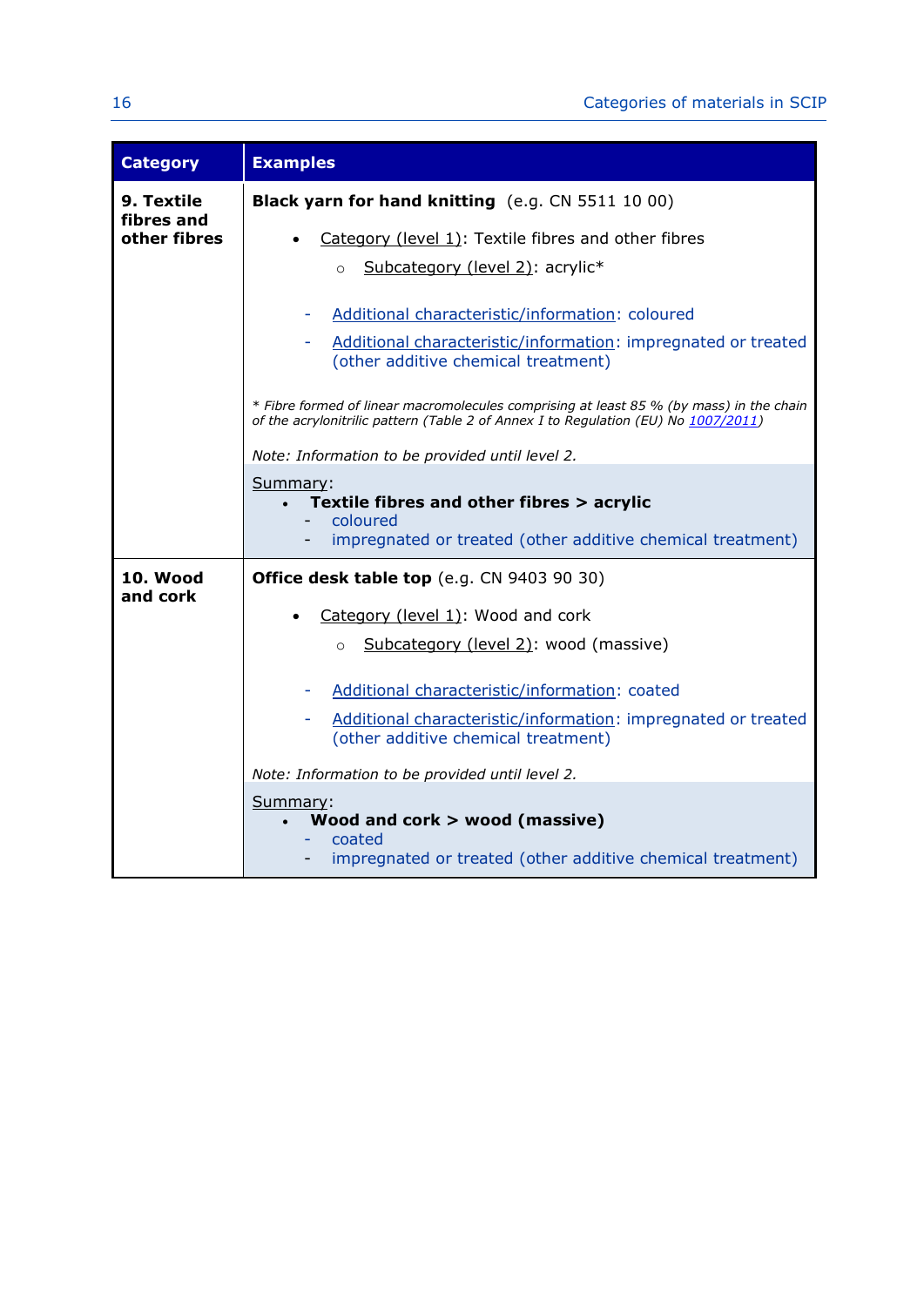| Category | Examples |
| --- | --- |
| **9. Textile fibres and other fibres** | **Black yarn for hand knitting** (e.g. CN 5511 10 00)<br><br>• Category (level 1): Textile fibres and other fibres<br>  ○ Subcategory (level 2): acrylic*<br><br>- Additional characteristic/information: coloured<br>- Additional characteristic/information: impregnated or treated (other additive chemical treatment)<br><br>*\* Fibre formed of linear macromolecules comprising at least 85 % (by mass) in the chain of the acrylonitrilic pattern (Table 2 of Annex I to Regulation (EU) No 1007/2011)*<br><br>*Note: Information to be provided until level 2.*<br><br>Summary:<br>• **Textile fibres and other fibres > acrylic**<br>- coloured<br>- impregnated or treated (other additive chemical treatment) |
| **10. Wood and cork** | **Office desk table top** (e.g. CN 9403 90 30)<br><br>• Category (level 1): Wood and cork<br>  ○ Subcategory (level 2): wood (massive)<br><br>- Additional characteristic/information: coated<br>- Additional characteristic/information: impregnated or treated (other additive chemical treatment)<br><br>*Note: Information to be provided until level 2.*<br><br>Summary:<br>• **Wood and cork > wood (massive)**<br>- coated<br>- impregnated or treated (other additive chemical treatment) |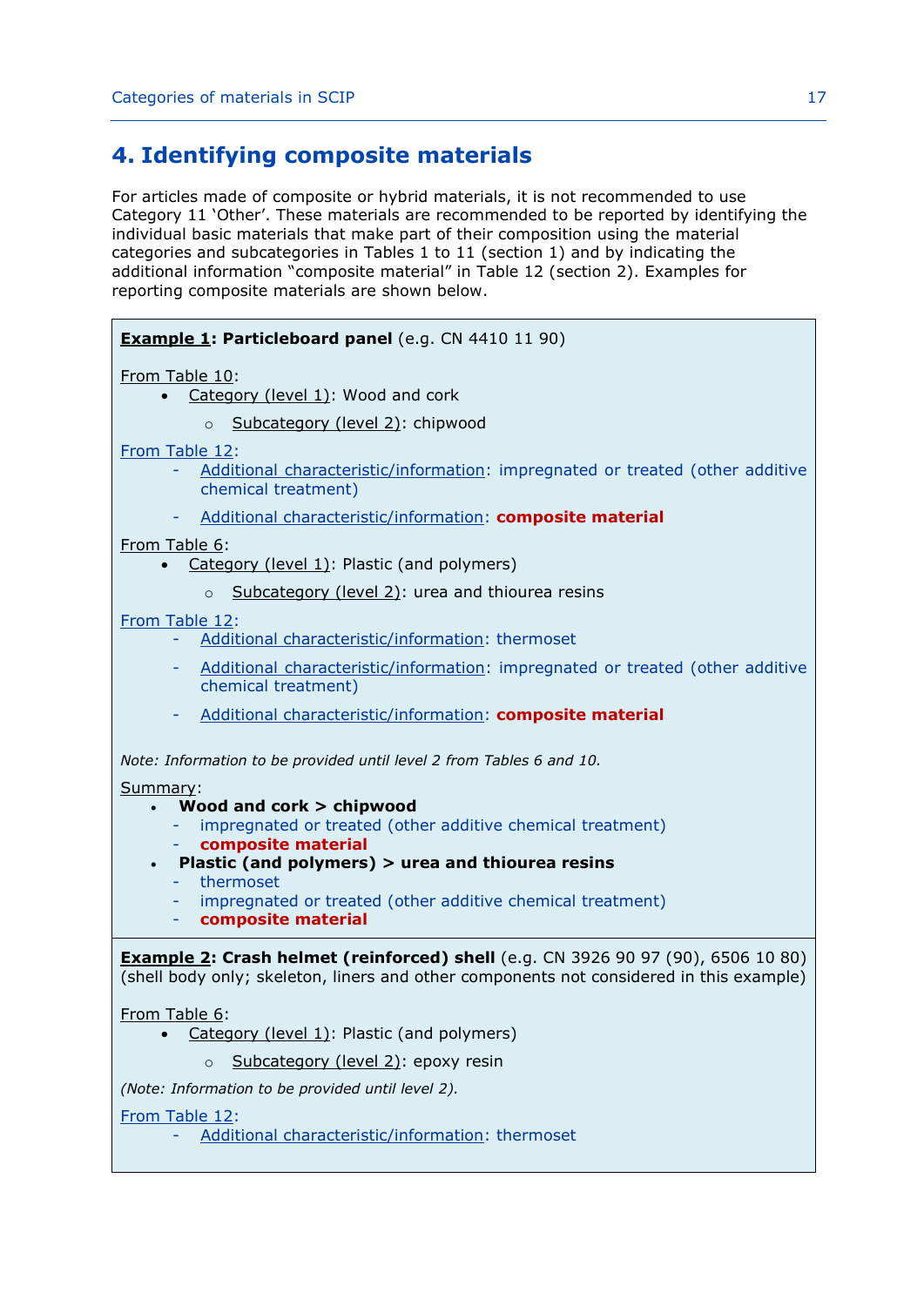# 4. Identifying composite materials

For articles made of composite or hybrid materials, it is not recommended to use Category 11 'Other'. These materials are recommended to be reported by identifying the individual basic materials that make part of their composition using the material categories and subcategories in Tables 1 to 11 (section 1) and by indicating the additional information "composite material" in Table 12 (section 2). Examples for reporting composite materials are shown below.

**Example 1: Particleboard panel** (e.g. CN 4410 11 90)

From Table 10:

- Category (level 1): Wood and cork
  - Subcategory (level 2): chipwood

From Table 12:

- Additional characteristic/information: impregnated or treated (other additive chemical treatment)
- Additional characteristic/information: **composite material**

From Table 6:

- Category (level 1): Plastic (and polymers)
  - Subcategory (level 2): urea and thiourea resins

From Table 12:

- Additional characteristic/information: thermoset
- Additional characteristic/information: impregnated or treated (other additive chemical treatment)
- Additional characteristic/information: **composite material**

*Note: Information to be provided until level 2 from Tables 6 and 10.*

Summary:

- **Wood and cork > chipwood**
  - impregnated or treated (other additive chemical treatment)
  - **composite material**
- **Plastic (and polymers) > urea and thiourea resins**
  - thermoset
  - impregnated or treated (other additive chemical treatment)
  - **composite material**

**Example 2: Crash helmet (reinforced) shell** (e.g. CN 3926 90 97 (90), 6506 10 80) (shell body only; skeleton, liners and other components not considered in this example)

From Table 6:

- Category (level 1): Plastic (and polymers)
  - Subcategory (level 2): epoxy resin

*(Note: Information to be provided until level 2).*

From Table 12:

- Additional characteristic/information: thermoset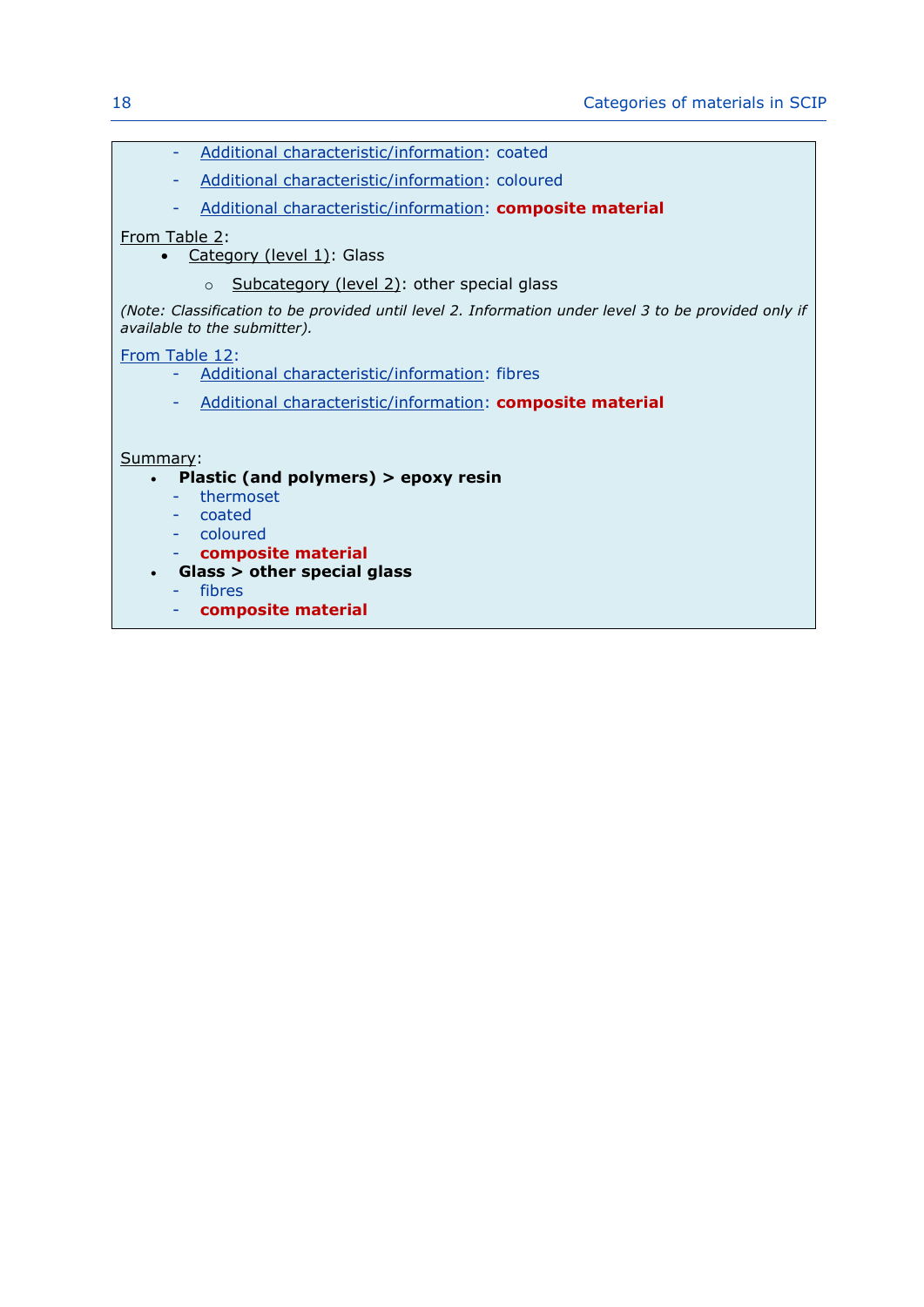- Additional characteristic/information: coated
- Additional characteristic/information: coloured
- Additional characteristic/information: **composite material**

From Table 2:

- Category (level 1): Glass
  - Subcategory (level 2): other special glass

*(Note: Classification to be provided until level 2. Information under level 3 to be provided only if available to the submitter).*

From Table 12:

- Additional characteristic/information: fibres
- Additional characteristic/information: **composite material**

Summary:

- **Plastic (and polymers) > epoxy resin**
  - thermoset
  - coated
  - coloured
  - **composite material**
- **Glass > other special glass**
  - fibres
  - **composite material**